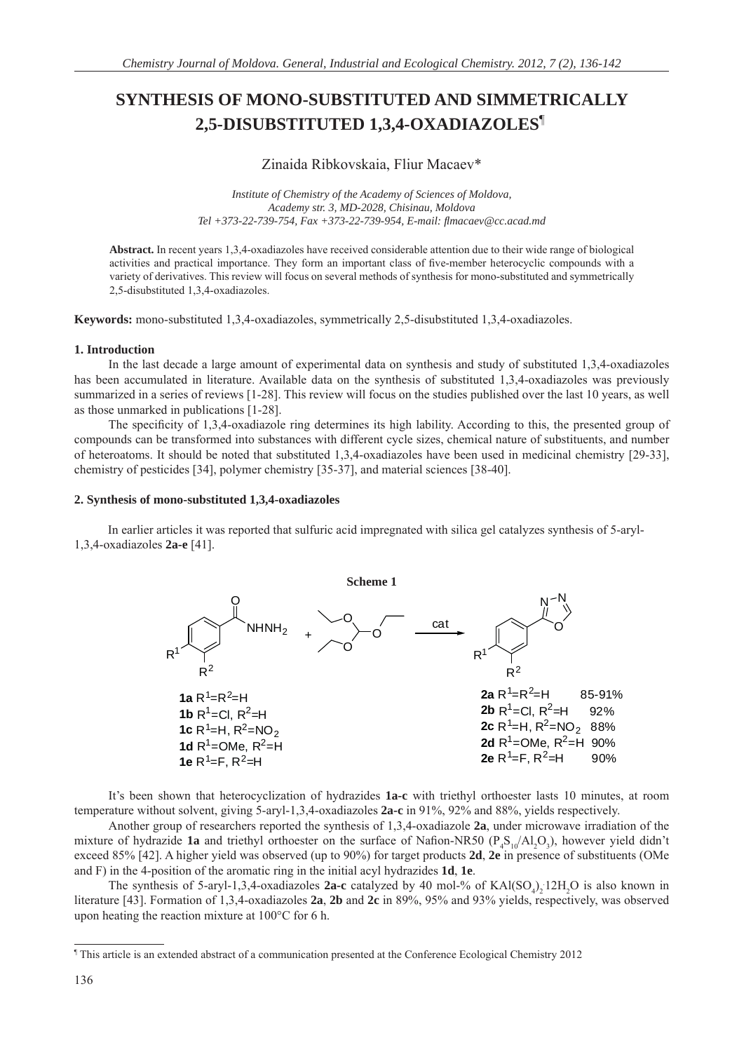# SYNTHESIS OF MONO-SUBSTITUTED AND SIMMETRICALLY 2,5-DISUBSTITUTED 1,3,4-OXADIAZOLES¶

Zinaida Ribkovskaia, Fliur Macaev*

*Institute of Chemistry of the Academy of Sciences of Moldova,*
*Academy str. 3, MD-2028, Chisinau, Moldova*
*Tel +373-22-739-754, Fax +373-22-739-954, E-mail: flmacaev@cc.acad.md*

**Abstract.** In recent years 1,3,4-oxadiazoles have received considerable attention due to their wide range of biological activities and practical importance. They form an important class of five-member heterocyclic compounds with a variety of derivatives. This review will focus on several methods of synthesis for mono-substituted and symmetrically 2,5-disubstituted 1,3,4-oxadiazoles.

**Keywords:** mono-substituted 1,3,4-oxadiazoles, symmetrically 2,5-disubstituted 1,3,4-oxadiazoles.

### 1. Introduction

In the last decade a large amount of experimental data on synthesis and study of substituted 1,3,4-oxadiazoles has been accumulated in literature. Available data on the synthesis of substituted 1,3,4-oxadiazoles was previously summarized in a series of reviews [1-28]. This review will focus on the studies published over the last 10 years, as well as those unmarked in publications [1-28].

The specificity of 1,3,4-oxadiazole ring determines its high lability. According to this, the presented group of compounds can be transformed into substances with different cycle sizes, chemical nature of substituents, and number of heteroatoms. It should be noted that substituted 1,3,4-oxadiazoles have been used in medicinal chemistry [29-33], chemistry of pesticides [34], polymer chemistry [35-37], and material sciences [38-40].

### 2. Synthesis of mono-substituted 1,3,4-oxadiazoles

In earlier articles it was reported that sulfuric acid impregnated with silica gel catalyzes synthesis of 5-aryl-1,3,4-oxadiazoles **2a-e** [41].

**Scheme 1**

**1a** $R^1=R^2=H$
**1b** $R^1=Cl$, $R^2=H$
**1c** $R^1=H$, $R^2=NO_2$
**1d** $R^1=OMe$, $R^2=H$
**1e** $R^1=F$, $R^2=H$

+ triethyl orthoester, cat →

**2a** $R^1=R^2=H$ 85-91%
**2b** $R^1=Cl$, $R^2=H$ 92%
**2c** $R^1=H$, $R^2=NO_2$ 88%
**2d** $R^1=OMe$, $R^2=H$ 90%
**2e** $R^1=F$, $R^2=H$ 90%

It's been shown that heterocyclization of hydrazides **1a-c** with triethyl orthoester lasts 10 minutes, at room temperature without solvent, giving 5-aryl-1,3,4-oxadiazoles **2a-c** in 91%, 92% and 88%, yields respectively.

Another group of researchers reported the synthesis of 1,3,4-oxadiazole **2a**, under microwave irradiation of the mixture of hydrazide **1a** and triethyl orthoester on the surface of Nafion-NR50 ($P_4S_{10}/Al_2O_3$), however yield didn't exceed 85% [42]. A higher yield was observed (up to 90%) for target products **2d**, **2e** in presence of substituents (OMe and F) in the 4-position of the aromatic ring in the initial acyl hydrazides **1d**, **1e**.

The synthesis of 5-aryl-1,3,4-oxadiazoles **2a-c** catalyzed by 40 mol-% of $KAl(SO_4)_2 \cdot 12H_2O$ is also known in literature [43]. Formation of 1,3,4-oxadiazoles **2a**, **2b** and **2c** in 89%, 95% and 93% yields, respectively, was observed upon heating the reaction mixture at 100°C for 6 h.

¶ This article is an extended abstract of a communication presented at the Conference Ecological Chemistry 2012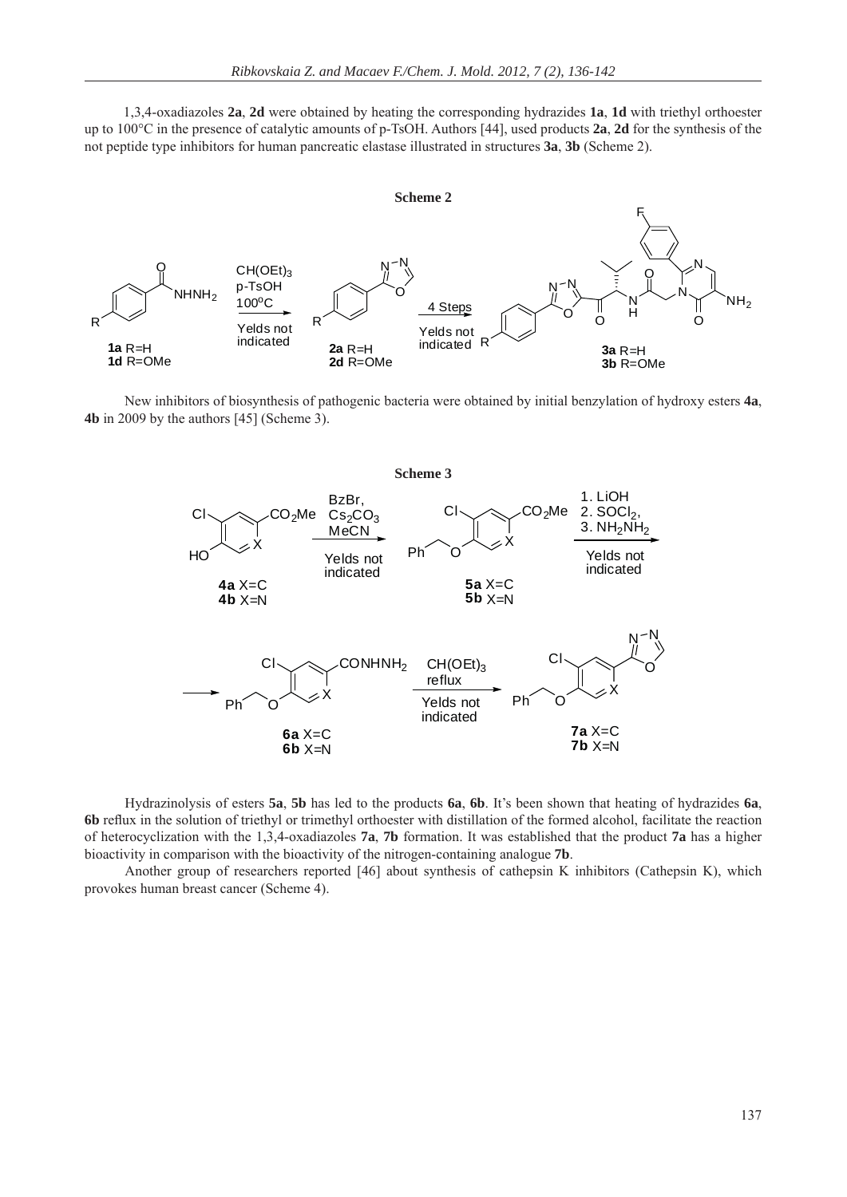1,3,4-oxadiazoles **2a**, **2d** were obtained by heating the corresponding hydrazides **1a**, **1d** with triethyl orthoester up to 100°C in the presence of catalytic amounts of p-TsOH. Authors [44], used products **2a**, **2d** for the synthesis of the not peptide type inhibitors for human pancreatic elastase illustrated in structures **3a**, **3b** (Scheme 2).

**Scheme 2**

New inhibitors of biosynthesis of pathogenic bacteria were obtained by initial benzylation of hydroxy esters **4a**, **4b** in 2009 by the authors [45] (Scheme 3).

**Scheme 3**

Hydrazinolysis of esters **5a**, **5b** has led to the products **6a**, **6b**. It's been shown that heating of hydrazides **6a**, **6b** reflux in the solution of triethyl or trimethyl orthoester with distillation of the formed alcohol, facilitate the reaction of heterocyclization with the 1,3,4-oxadiazoles **7a**, **7b** formation. It was established that the product **7a** has a higher bioactivity in comparison with the bioactivity of the nitrogen-containing analogue **7b**.

Another group of researchers reported [46] about synthesis of cathepsin K inhibitors (Cathepsin K), which provokes human breast cancer (Scheme 4).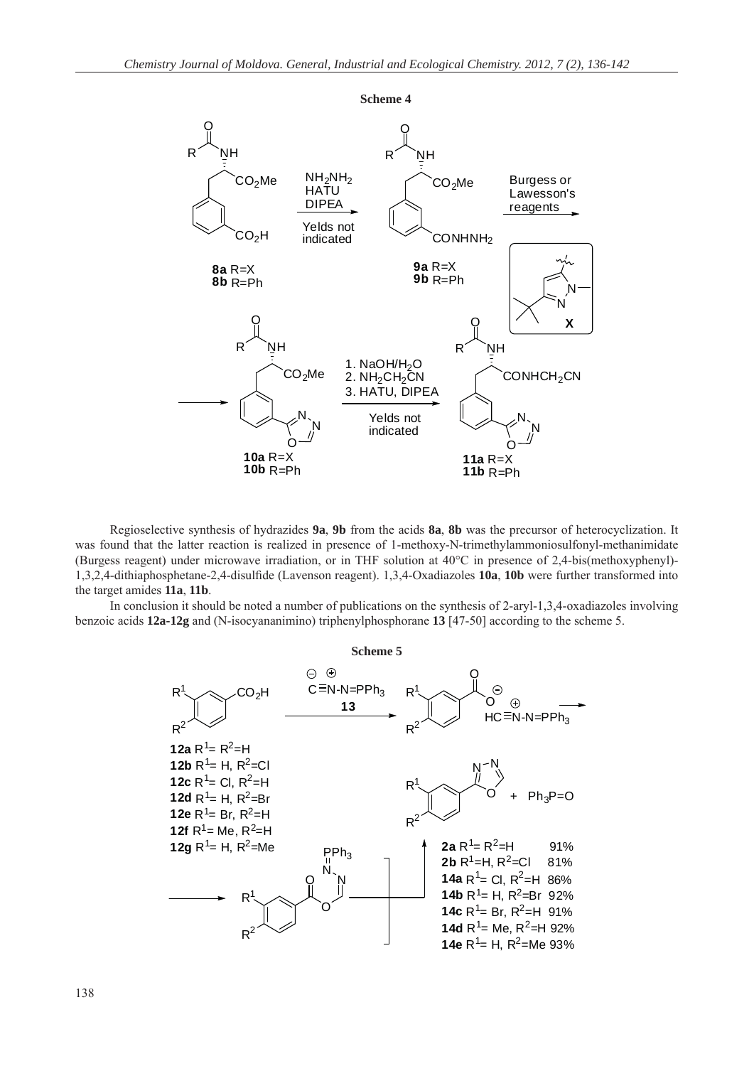**Scheme 4**

Regioselective synthesis of hydrazides **9a**, **9b** from the acids **8a**, **8b** was the precursor of heterocyclization. It was found that the latter reaction is realized in presence of 1-methoxy-N-trimethylammoniosulfonyl-methanimidate (Burgess reagent) under microwave irradiation, or in THF solution at 40°C in presence of 2,4-bis(methoxyphenyl)-1,3,2,4-dithiaphosphetane-2,4-disulfide (Lavenson reagent). 1,3,4-Oxadiazoles **10a**, **10b** were further transformed into the target amides **11a**, **11b**.

In conclusion it should be noted a number of publications on the synthesis of 2-aryl-1,3,4-oxadiazoles involving benzoic acids **12a-12g** and (N-isocyananimino) triphenylphosphorane **13** [47-50] according to the scheme 5.

**Scheme 5**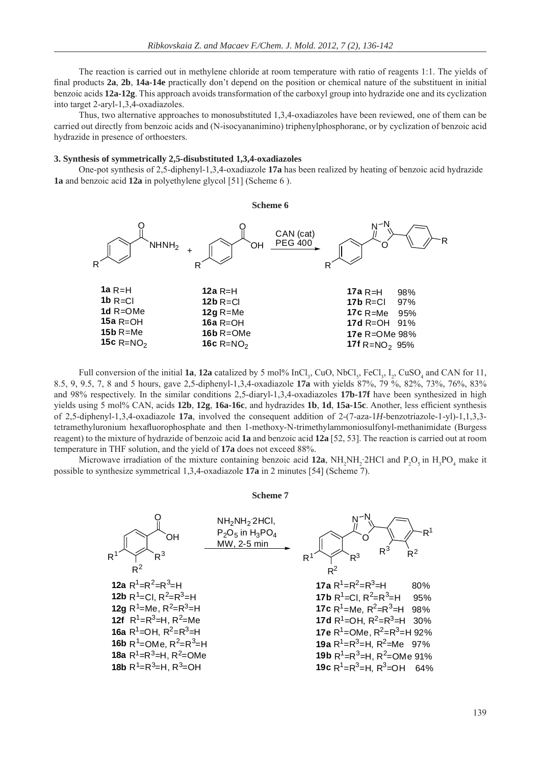The reaction is carried out in methylene chloride at room temperature with ratio of reagents 1:1. The yields of final products **2a**, **2b**, **14a-14e** practically don't depend on the position or chemical nature of the substituent in initial benzoic acids **12a-12g**. This approach avoids transformation of the carboxyl group into hydrazide one and its cyclization into target 2-aryl-1,3,4-oxadiazoles.

Thus, two alternative approaches to monosubstituted 1,3,4-oxadiazoles have been reviewed, one of them can be carried out directly from benzoic acids and (N-isocyananimino) triphenylphosphorane, or by cyclization of benzoic acid hydrazide in presence of orthoesters.

### 3. Synthesis of symmetrically 2,5-disubstituted 1,3,4-oxadiazoles

One-pot synthesis of 2,5-diphenyl-1,3,4-oxadiazole **17a** has been realized by heating of benzoic acid hydrazide **1a** and benzoic acid **12a** in polyethylene glycol [51] (Scheme 6 ).

**Scheme 6**

CAN (cat), PEG 400

| Hydrazide | Acid | Product (yield) |
|---|---|---|
| **1a** R=H | **12a** R=H | **17a** R=H 98% |
| **1b** R=Cl | **12b** R=Cl | **17b** R=Cl 97% |
| **1d** R=OMe | **12g** R=Me | **17c** R=Me 95% |
| **15a** R=OH | **16a** R=OH | **17d** R=OH 91% |
| **15b** R=Me | **16b** R=OMe | **17e** R=OMe 98% |
| **15c** R=$NO_2$ | **16c** R=$NO_2$ | **17f** R=$NO_2$ 95% |

Full conversion of the initial **1a**, **12a** catalized by 5 mol% $InCl_3$, CuO, $NbCl_5$, $FeCl_3$, $I_2$, $CuSO_4$ and CAN for 11, 8.5, 9, 9.5, 7, 8 and 5 hours, gave 2,5-diphenyl-1,3,4-oxadiazole **17a** with yields 87%, 79 %, 82%, 73%, 76%, 83% and 98% respectively. In the similar conditions 2,5-diaryl-1,3,4-oxadiazoles **17b-17f** have been synthesized in high yields using 5 mol% CAN, acids **12b**, **12g**, **16a-16c**, and hydrazides **1b**, **1d**, **15a-15c**. Another, less efficient synthesis of 2,5-diphenyl-1,3,4-oxadiazole **17a**, involved the consequent addition of 2-(7-aza-1*H*-benzotriazole-1-yl)-1,1,3,3-tetramethyluronium hexafluorophosphate and then 1-methoxy-N-trimethylammoniosulfonyl-methanimidate (Burgess reagent) to the mixture of hydrazide of benzoic acid **1a** and benzoic acid **12a** [52, 53]. The reaction is carried out at room temperature in THF solution, and the yield of **17a** does not exceed 88%.

Microwave irradiation of the mixture containing benzoic acid **12a**, $NH_2NH_2{\cdot}2HCl$ and $P_2O_5$ in $H_3PO_4$ make it possible to synthesize symmetrical 1,3,4-oxadiazole **17a** in 2 minutes [54] (Scheme 7).

**Scheme 7**

$NH_2NH_2{\cdot}2HCl$, $P_2O_5$ in $H_3PO_4$, MW, 2-5 min

| Acid | Product (yield) |
|---|---|
| **12a** $R^1=R^2=R^3=H$ | **17a** $R^1=R^2=R^3=H$ 80% |
| **12b** $R^1=Cl$, $R^2=R^3=H$ | **17b** $R^1=Cl$, $R^2=R^3=H$ 95% |
| **12g** $R^1=Me$, $R^2=R^3=H$ | **17c** $R^1=Me$, $R^2=R^3=H$ 98% |
| **12f** $R^1=R^3=H$, $R^2=Me$ | **17d** $R^1=OH$, $R^2=R^3=H$ 30% |
| **16a** $R^1=OH$, $R^2=R^3=H$ | **17e** $R^1=OMe$, $R^2=R^3=H$ 92% |
| **16b** $R^1=OMe$, $R^2=R^3=H$ | **19a** $R^1=R^3=H$, $R^2=Me$ 97% |
| **18a** $R^1=R^3=H$, $R^2=OMe$ | **19b** $R^1=R^3=H$, $R^2=OMe$ 91% |
| **18b** $R^1=R^3=H$, $R^3=OH$ | **19c** $R^1=R^3=H$, $R^3=OH$ 64% |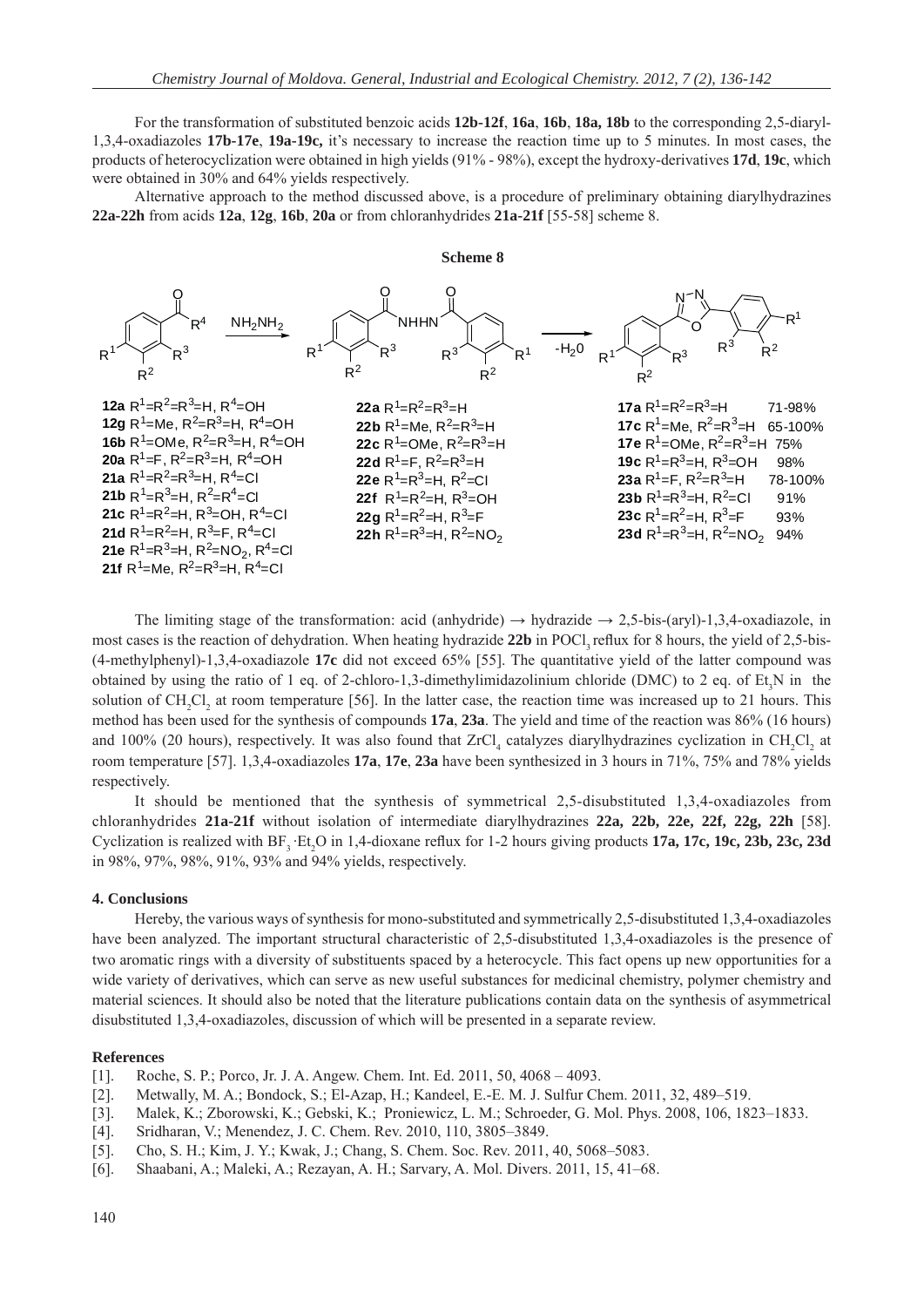For the transformation of substituted benzoic acids **12b-12f**, **16a**, **16b**, **18a, 18b** to the corresponding 2,5-diaryl-1,3,4-oxadiazoles **17b-17e**, **19a-19c,** it's necessary to increase the reaction time up to 5 minutes. In most cases, the products of heterocyclization were obtained in high yields (91% - 98%), except the hydroxy-derivatives **17d**, **19c**, which were obtained in 30% and 64% yields respectively.

Alternative approach to the method discussed above, is a procedure of preliminary obtaining diarylhydrazines **22a-22h** from acids **12a**, **12g**, **16b**, **20a** or from chloranhydrides **21a-21f** [55-58] scheme 8.

**Scheme 8**

**12a** $R^1=R^2=R^3=H$, $R^4=OH$
**12g** $R^1=Me$, $R^2=R^3=H$, $R^4=OH$
**16b** $R^1=OMe$, $R^2=R^3=H$, $R^4=OH$
**20a** $R^1=F$, $R^2=R^3=H$, $R^4=OH$
**21a** $R^1=R^2=R^3=H$, $R^4=Cl$
**21b** $R^1=R^3=H$, $R^2=R^4=Cl$
**21c** $R^1=R^2=H$, $R^3=OH$, $R^4=Cl$
**21d** $R^1=R^2=H$, $R^3=F$, $R^4=Cl$
**21e** $R^1=R^3=H$, $R^2=NO_2$, $R^4=Cl$
**21f** $R^1=Me$, $R^2=R^3=H$, $R^4=Cl$

**22a** $R^1=R^2=R^3=H$
**22b** $R^1=Me$, $R^2=R^3=H$
**22c** $R^1=OMe$, $R^2=R^3=H$
**22d** $R^1=F$, $R^2=R^3=H$
**22e** $R^1=R^3=H$, $R^2=Cl$
**22f** $R^1=R^2=H$, $R^3=OH$
**22g** $R^1=R^2=H$, $R^3=F$
**22h** $R^1=R^3=H$, $R^2=NO_2$

**17a** $R^1=R^2=R^3=H$ 71-98%
**17c** $R^1=Me$, $R^2=R^3=H$ 65-100%
**17e** $R^1=OMe$, $R^2=R^3=H$ 75%
**19c** $R^1=R^3=H$, $R^3=OH$ 98%
**23a** $R^1=F$, $R^2=R^3=H$ 78-100%
**23b** $R^1=R^3=H$, $R^2=Cl$ 91%
**23c** $R^1=R^2=H$, $R^3=F$ 93%
**23d** $R^1=R^3=H$, $R^2=NO_2$ 94%

The limiting stage of the transformation: acid (anhydride) → hydrazide → 2,5-bis-(aryl)-1,3,4-oxadiazole, in most cases is the reaction of dehydration. When heating hydrazide **22b** in $POCl_3$ reflux for 8 hours, the yield of 2,5-bis-(4-methylphenyl)-1,3,4-oxadiazole **17c** did not exceed 65% [55]. The quantitative yield of the latter compound was obtained by using the ratio of 1 eq. of 2-chloro-1,3-dimethylimidazolinium chloride (DMC) to 2 eq. of $Et_3N$ in the solution of $CH_2Cl_2$ at room temperature [56]. In the latter case, the reaction time was increased up to 21 hours. This method has been used for the synthesis of compounds **17a**, **23a**. The yield and time of the reaction was 86% (16 hours) and 100% (20 hours), respectively. It was also found that $ZrCl_4$ catalyzes diarylhydrazines cyclization in $CH_2Cl_2$ at room temperature [57]. 1,3,4-oxadiazoles **17a**, **17e**, **23a** have been synthesized in 3 hours in 71%, 75% and 78% yields respectively.

It should be mentioned that the synthesis of symmetrical 2,5-disubstituted 1,3,4-oxadiazoles from chloranhydrides **21a-21f** without isolation of intermediate diarylhydrazines **22a, 22b, 22e, 22f, 22g, 22h** [58]. Cyclization is realized with $BF_3 \cdot Et_2O$ in 1,4-dioxane reflux for 1-2 hours giving products **17a, 17c, 19c, 23b, 23c, 23d** in 98%, 97%, 98%, 91%, 93% and 94% yields, respectively.

## 4. Conclusions

Hereby, the various ways of synthesis for mono-substituted and symmetrically 2,5-disubstituted 1,3,4-oxadiazoles have been analyzed. The important structural characteristic of 2,5-disubstituted 1,3,4-oxadiazoles is the presence of two aromatic rings with a diversity of substituents spaced by a heterocycle. This fact opens up new opportunities for a wide variety of derivatives, which can serve as new useful substances for medicinal chemistry, polymer chemistry and material sciences. It should also be noted that the literature publications contain data on the synthesis of asymmetrical disubstituted 1,3,4-oxadiazoles, discussion of which will be presented in a separate review.

## References

[1]. Roche, S. P.; Porco, Jr. J. A. Angew. Chem. Int. Ed. 2011, 50, 4068 – 4093.
[2]. Metwally, M. A.; Bondock, S.; El-Azap, H.; Kandeel, E.-E. M. J. Sulfur Chem. 2011, 32, 489–519.
[3]. Malek, K.; Zborowski, K.; Gebski, K.; Proniewicz, L. M.; Schroeder, G. Mol. Phys. 2008, 106, 1823–1833.
[4]. Sridharan, V.; Menendez, J. C. Chem. Rev. 2010, 110, 3805–3849.
[5]. Cho, S. H.; Kim, J. Y.; Kwak, J.; Chang, S. Chem. Soc. Rev. 2011, 40, 5068–5083.
[6]. Shaabani, A.; Maleki, A.; Rezayan, A. H.; Sarvary, A. Mol. Divers. 2011, 15, 41–68.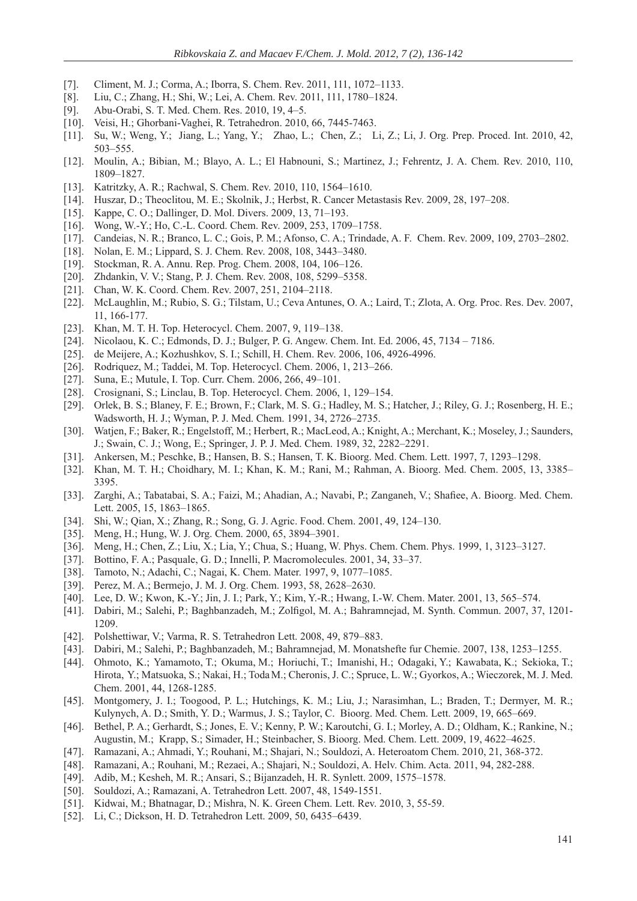- [7]. Climent, M. J.; Corma, A.; Iborra, S. Chem. Rev. 2011, 111, 1072–1133.
- [8]. Liu, C.; Zhang, H.; Shi, W.; Lei, A. Chem. Rev. 2011, 111, 1780–1824.
- [9]. Abu-Orabi, S. T. Med. Chem. Res. 2010, 19, 4–5.
- [10]. Veisi, H.; Ghorbani-Vaghei, R. Tetrahedron. 2010, 66, 7445-7463.
- [11]. Su, W.; Weng, Y.; Jiang, L.; Yang, Y.; Zhao, L.; Chen, Z.; Li, Z.; Li, J. Org. Prep. Proced. Int. 2010, 42, 503–555.
- [12]. Moulin, A.; Bibian, M.; Blayo, A. L.; El Habnouni, S.; Martinez, J.; Fehrentz, J. A. Chem. Rev. 2010, 110, 1809–1827.
- [13]. Katritzky, A. R.; Rachwal, S. Chem. Rev. 2010, 110, 1564–1610.
- [14]. Huszar, D.; Theoclitou, M. E.; Skolnik, J.; Herbst, R. Cancer Metastasis Rev. 2009, 28, 197–208.
- [15]. Kappe, C. O.; Dallinger, D. Mol. Divers. 2009, 13, 71–193.
- [16]. Wong, W.-Y.; Ho, C.-L. Coord. Chem. Rev. 2009, 253, 1709–1758.
- [17]. Candeias, N. R.; Branco, L. C.; Gois, P. M.; Afonso, C. A.; Trindade, A. F. Chem. Rev. 2009, 109, 2703–2802.
- [18]. Nolan, E. M.; Lippard, S. J. Chem. Rev. 2008, 108, 3443–3480.
- [19]. Stockman, R. A. Annu. Rep. Prog. Chem. 2008, 104, 106–126.
- [20]. Zhdankin, V. V.; Stang, P. J. Chem. Rev. 2008, 108, 5299–5358.
- [21]. Chan, W. K. Coord. Chem. Rev. 2007, 251, 2104–2118.
- [22]. McLaughlin, M.; Rubio, S. G.; Tilstam, U.; Ceva Antunes, O. A.; Laird, T.; Zlota, A. Org. Proc. Res. Dev. 2007, 11, 166-177.
- [23]. Khan, M. T. H. Top. Heterocycl. Chem. 2007, 9, 119–138.
- [24]. Nicolaou, K. C.; Edmonds, D. J.; Bulger, P. G. Angew. Chem. Int. Ed. 2006, 45, 7134 – 7186.
- [25]. de Meijere, A.; Kozhushkov, S. I.; Schill, H. Chem. Rev. 2006, 106, 4926-4996.
- [26]. Rodriquez, M.; Taddei, M. Top. Heterocycl. Chem. 2006, 1, 213–266.
- [27]. Suna, E.; Mutule, I. Top. Curr. Chem. 2006, 266, 49–101.
- [28]. Crosignani, S.; Linclau, B. Top. Heterocycl. Chem. 2006, 1, 129–154.
- [29]. Orlek, B. S.; Blaney, F. E.; Brown, F.; Clark, M. S. G.; Hadley, M. S.; Hatcher, J.; Riley, G. J.; Rosenberg, H. E.; Wadsworth, H. J.; Wyman, P. J. Med. Chem. 1991, 34, 2726–2735.
- [30]. Watjen, F.; Baker, R.; Engelstoff, M.; Herbert, R.; MacLeod, A.; Knight, A.; Merchant, K.; Moseley, J.; Saunders, J.; Swain, C. J.; Wong, E.; Springer, J. P. J. Med. Chem. 1989, 32, 2282–2291.
- [31]. Ankersen, M.; Peschke, B.; Hansen, B. S.; Hansen, T. K. Bioorg. Med. Chem. Lett. 1997, 7, 1293–1298.
- [32]. Khan, M. T. H.; Choidhary, M. I.; Khan, K. M.; Rani, M.; Rahman, A. Bioorg. Med. Chem. 2005, 13, 3385–3395.
- [33]. Zarghi, A.; Tabatabai, S. A.; Faizi, M.; Ahadian, A.; Navabi, P.; Zanganeh, V.; Shafiee, A. Bioorg. Med. Chem. Lett. 2005, 15, 1863–1865.
- [34]. Shi, W.; Qian, X.; Zhang, R.; Song, G. J. Agric. Food. Chem. 2001, 49, 124–130.
- [35]. Meng, H.; Hung, W. J. Org. Chem. 2000, 65, 3894–3901.
- [36]. Meng, H.; Chen, Z.; Liu, X.; Lia, Y.; Chua, S.; Huang, W. Phys. Chem. Chem. Phys. 1999, 1, 3123–3127.
- [37]. Bottino, F. A.; Pasquale, G. D.; Innelli, P. Macromolecules. 2001, 34, 33–37.
- [38]. Tamoto, N.; Adachi, C.; Nagai, K. Chem. Mater. 1997, 9, 1077–1085.
- [39]. Perez, M. A.; Bermejo, J. M. J. Org. Chem. 1993, 58, 2628–2630.
- [40]. Lee, D. W.; Kwon, K.-Y.; Jin, J. I.; Park, Y.; Kim, Y.-R.; Hwang, I.-W. Chem. Mater. 2001, 13, 565–574.
- [41]. Dabiri, M.; Salehi, P.; Baghbanzadeh, M.; Zolfigol, M. A.; Bahramnejad, M. Synth. Commun. 2007, 37, 1201-1209.
- [42]. Polshettiwar, V.; Varma, R. S. Tetrahedron Lett. 2008, 49, 879–883.
- [43]. Dabiri, M.; Salehi, P.; Baghbanzadeh, M.; Bahramnejad, M. Monatshefte fur Chemie. 2007, 138, 1253–1255.
- [44]. Ohmoto, K.; Yamamoto, T.; Okuma, M.; Horiuchi, T.; Imanishi, H.; Odagaki, Y.; Kawabata, K.; Sekioka, T.; Hirota, Y.; Matsuoka, S.; Nakai, H.; Toda M.; Cheronis, J. C.; Spruce, L. W.; Gyorkos, A.; Wieczorek, M. J. Med. Chem. 2001, 44, 1268-1285.
- [45]. Montgomery, J. I.; Toogood, P. L.; Hutchings, K. M.; Liu, J.; Narasimhan, L.; Braden, T.; Dermyer, M. R.; Kulynych, A. D.; Smith, Y. D.; Warmus, J. S.; Taylor, C. Bioorg. Med. Chem. Lett. 2009, 19, 665–669.
- [46]. Bethel, P. A.; Gerhardt, S.; Jones, E. V.; Kenny, P. W.; Karoutchi, G. I.; Morley, A. D.; Oldham, K.; Rankine, N.; Augustin, M.; Krapp, S.; Simader, H.; Steinbacher, S. Bioorg. Med. Chem. Lett. 2009, 19, 4622–4625.
- [47]. Ramazani, A.; Ahmadi, Y.; Rouhani, M.; Shajari, N.; Souldozi, A. Heteroatom Chem. 2010, 21, 368-372.
- [48]. Ramazani, A.; Rouhani, M.; Rezaei, A.; Shajari, N.; Souldozi, A. Helv. Chim. Acta. 2011, 94, 282-288.
- [49]. Adib, M.; Kesheh, M. R.; Ansari, S.; Bijanzadeh, H. R. Synlett. 2009, 1575–1578.
- [50]. Souldozi, A.; Ramazani, A. Tetrahedron Lett. 2007, 48, 1549-1551.
- [51]. Kidwai, M.; Bhatnagar, D.; Mishra, N. K. Green Chem. Lett. Rev. 2010, 3, 55-59.
- [52]. Li, C.; Dickson, H. D. Tetrahedron Lett. 2009, 50, 6435–6439.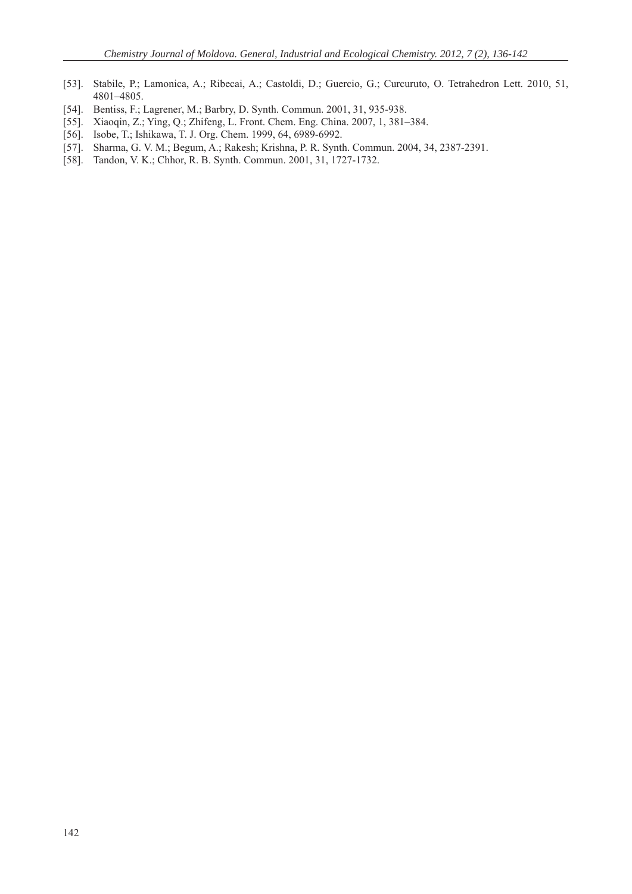[53]. Stabile, P.; Lamonica, A.; Ribecai, A.; Castoldi, D.; Guercio, G.; Curcuruto, O. Tetrahedron Lett. 2010, 51, 4801–4805.

[54]. Bentiss, F.; Lagrener, M.; Barbry, D. Synth. Commun. 2001, 31, 935-938.

[55]. Xiaoqin, Z.; Ying, Q.; Zhifeng, L. Front. Chem. Eng. China. 2007, 1, 381–384.

[56]. Isobe, T.; Ishikawa, T. J. Org. Chem. 1999, 64, 6989-6992.

[57]. Sharma, G. V. M.; Begum, A.; Rakesh; Krishna, P. R. Synth. Commun. 2004, 34, 2387-2391.

[58]. Tandon, V. K.; Chhor, R. B. Synth. Commun. 2001, 31, 1727-1732.